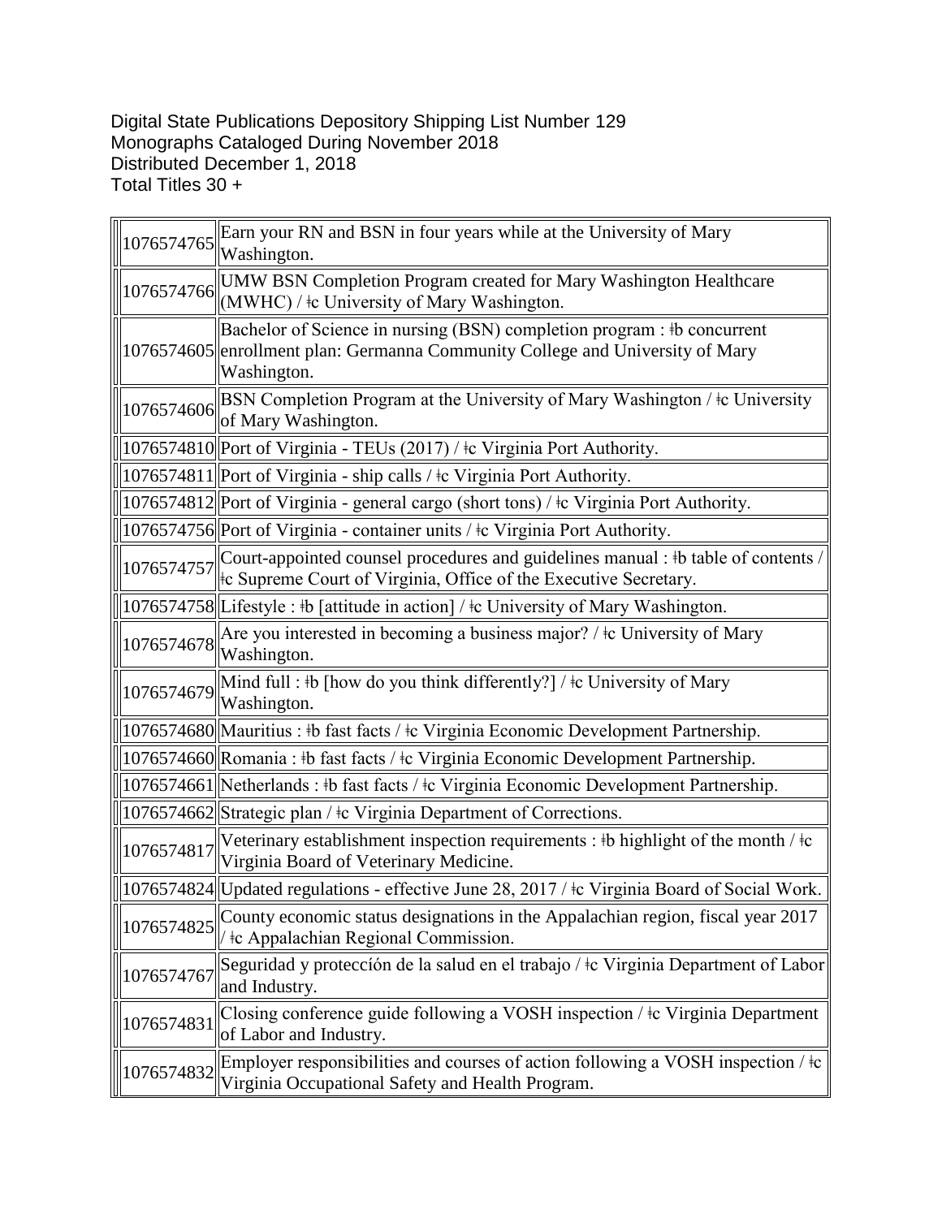Digital State Publications Depository Shipping List Number 129
Monographs Cataloged During November 2018
Distributed December 1, 2018
Total Titles 30 +

| | |
|---|---|
| 1076574765 | Earn your RN and BSN in four years while at the University of Mary Washington. |
| 1076574766 | UMW BSN Completion Program created for Mary Washington Healthcare (MWHC) / ǂc University of Mary Washington. |
| 1076574605 | Bachelor of Science in nursing (BSN) completion program : ǂb concurrent enrollment plan: Germanna Community College and University of Mary Washington. |
| 1076574606 | BSN Completion Program at the University of Mary Washington / ǂc University of Mary Washington. |
| 1076574810 | Port of Virginia - TEUs (2017) / ǂc Virginia Port Authority. |
| 1076574811 | Port of Virginia - ship calls / ǂc Virginia Port Authority. |
| 1076574812 | Port of Virginia - general cargo (short tons) / ǂc Virginia Port Authority. |
| 1076574756 | Port of Virginia - container units / ǂc Virginia Port Authority. |
| 1076574757 | Court-appointed counsel procedures and guidelines manual : ǂb table of contents / ǂc Supreme Court of Virginia, Office of the Executive Secretary. |
| 1076574758 | Lifestyle : ǂb [attitude in action] / ǂc University of Mary Washington. |
| 1076574678 | Are you interested in becoming a business major? / ǂc University of Mary Washington. |
| 1076574679 | Mind full : ǂb [how do you think differently?] / ǂc University of Mary Washington. |
| 1076574680 | Mauritius : ǂb fast facts / ǂc Virginia Economic Development Partnership. |
| 1076574660 | Romania : ǂb fast facts / ǂc Virginia Economic Development Partnership. |
| 1076574661 | Netherlands : ǂb fast facts / ǂc Virginia Economic Development Partnership. |
| 1076574662 | Strategic plan / ǂc Virginia Department of Corrections. |
| 1076574817 | Veterinary establishment inspection requirements : ǂb highlight of the month / ǂc Virginia Board of Veterinary Medicine. |
| 1076574824 | Updated regulations - effective June 28, 2017 / ǂc Virginia Board of Social Work. |
| 1076574825 | County economic status designations in the Appalachian region, fiscal year 2017 / ǂc Appalachian Regional Commission. |
| 1076574767 | Seguridad y protecccíón de la salud en el trabajo / ǂc Virginia Department of Labor and Industry. |
| 1076574831 | Closing conference guide following a VOSH inspection / ǂc Virginia Department of Labor and Industry. |
| 1076574832 | Employer responsibilities and courses of action following a VOSH inspection / ǂc Virginia Occupational Safety and Health Program. |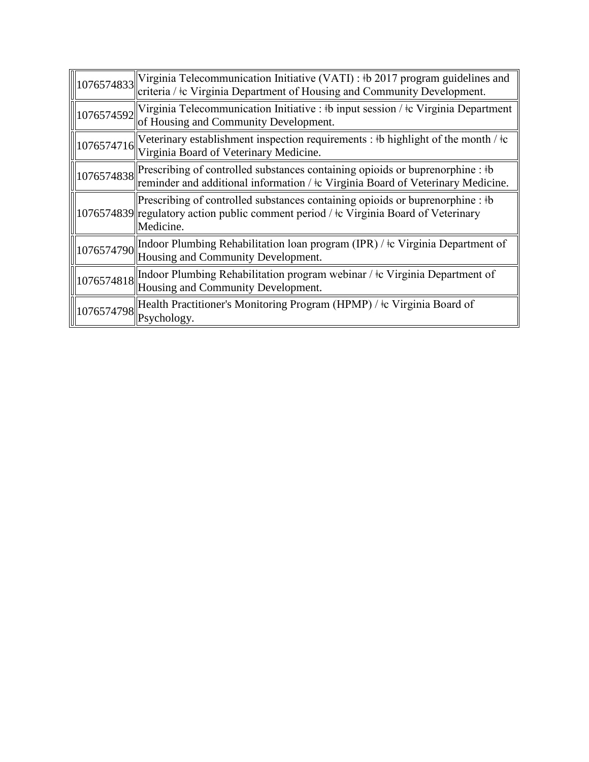| | |
|---|---|
| 1076574833 | Virginia Telecommunication Initiative (VATI) : ǂb 2017 program guidelines and criteria / ǂc Virginia Department of Housing and Community Development. |
| 1076574592 | Virginia Telecommunication Initiative : ǂb input session / ǂc Virginia Department of Housing and Community Development. |
| 1076574716 | Veterinary establishment inspection requirements : ǂb highlight of the month / ǂc Virginia Board of Veterinary Medicine. |
| 1076574838 | Prescribing of controlled substances containing opioids or buprenorphine : ǂb reminder and additional information / ǂc Virginia Board of Veterinary Medicine. |
| 1076574839 | Prescribing of controlled substances containing opioids or buprenorphine : ǂb regulatory action public comment period / ǂc Virginia Board of Veterinary Medicine. |
| 1076574790 | Indoor Plumbing Rehabilitation loan program (IPR) / ǂc Virginia Department of Housing and Community Development. |
| 1076574818 | Indoor Plumbing Rehabilitation program webinar / ǂc Virginia Department of Housing and Community Development. |
| 1076574798 | Health Practitioner's Monitoring Program (HPMP) / ǂc Virginia Board of Psychology. |